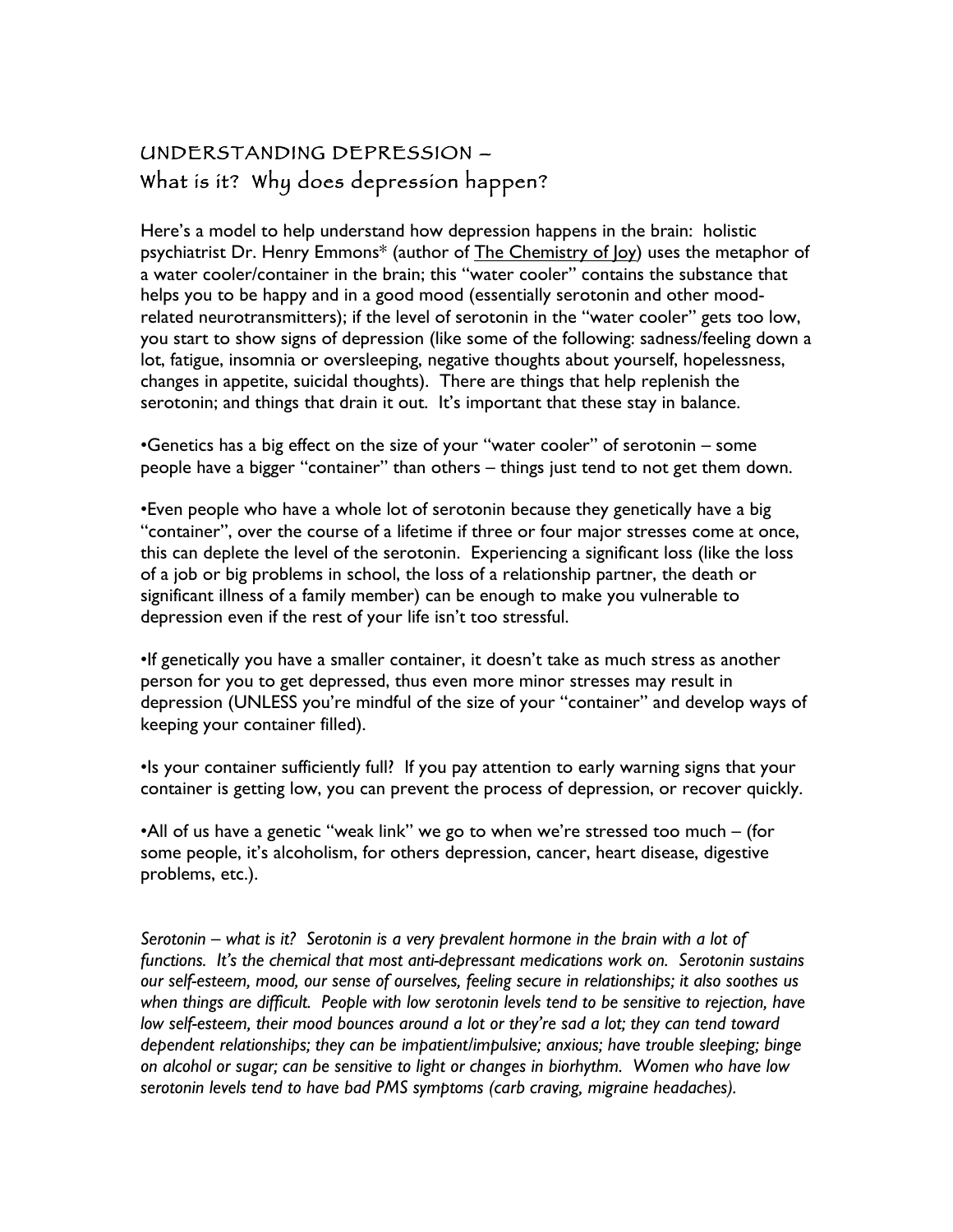# UNDERSTANDING DEPRESSION –
## What is it? Why does depression happen?

Here's a model to help understand how depression happens in the brain: holistic psychiatrist Dr. Henry Emmons* (author of The Chemistry of Joy) uses the metaphor of a water cooler/container in the brain; this "water cooler" contains the substance that helps you to be happy and in a good mood (essentially serotonin and other mood-related neurotransmitters); if the level of serotonin in the "water cooler" gets too low, you start to show signs of depression (like some of the following: sadness/feeling down a lot, fatigue, insomnia or oversleeping, negative thoughts about yourself, hopelessness, changes in appetite, suicidal thoughts). There are things that help replenish the serotonin; and things that drain it out. It's important that these stay in balance.

•Genetics has a big effect on the size of your "water cooler" of serotonin – some people have a bigger "container" than others – things just tend to not get them down.

•Even people who have a whole lot of serotonin because they genetically have a big "container", over the course of a lifetime if three or four major stresses come at once, this can deplete the level of the serotonin. Experiencing a significant loss (like the loss of a job or big problems in school, the loss of a relationship partner, the death or significant illness of a family member) can be enough to make you vulnerable to depression even if the rest of your life isn't too stressful.

•If genetically you have a smaller container, it doesn't take as much stress as another person for you to get depressed, thus even more minor stresses may result in depression (UNLESS you're mindful of the size of your "container" and develop ways of keeping your container filled).

•Is your container sufficiently full? If you pay attention to early warning signs that your container is getting low, you can prevent the process of depression, or recover quickly.

•All of us have a genetic "weak link" we go to when we're stressed too much – (for some people, it's alcoholism, for others depression, cancer, heart disease, digestive problems, etc.).

*Serotonin – what is it? Serotonin is a very prevalent hormone in the brain with a lot of functions. It's the chemical that most anti-depressant medications work on. Serotonin sustains our self-esteem, mood, our sense of ourselves, feeling secure in relationships; it also soothes us when things are difficult. People with low serotonin levels tend to be sensitive to rejection, have low self-esteem, their mood bounces around a lot or they're sad a lot; they can tend toward dependent relationships; they can be impatient/impulsive; anxious; have trouble sleeping; binge on alcohol or sugar; can be sensitive to light or changes in biorhythm. Women who have low serotonin levels tend to have bad PMS symptoms (carb craving, migraine headaches).*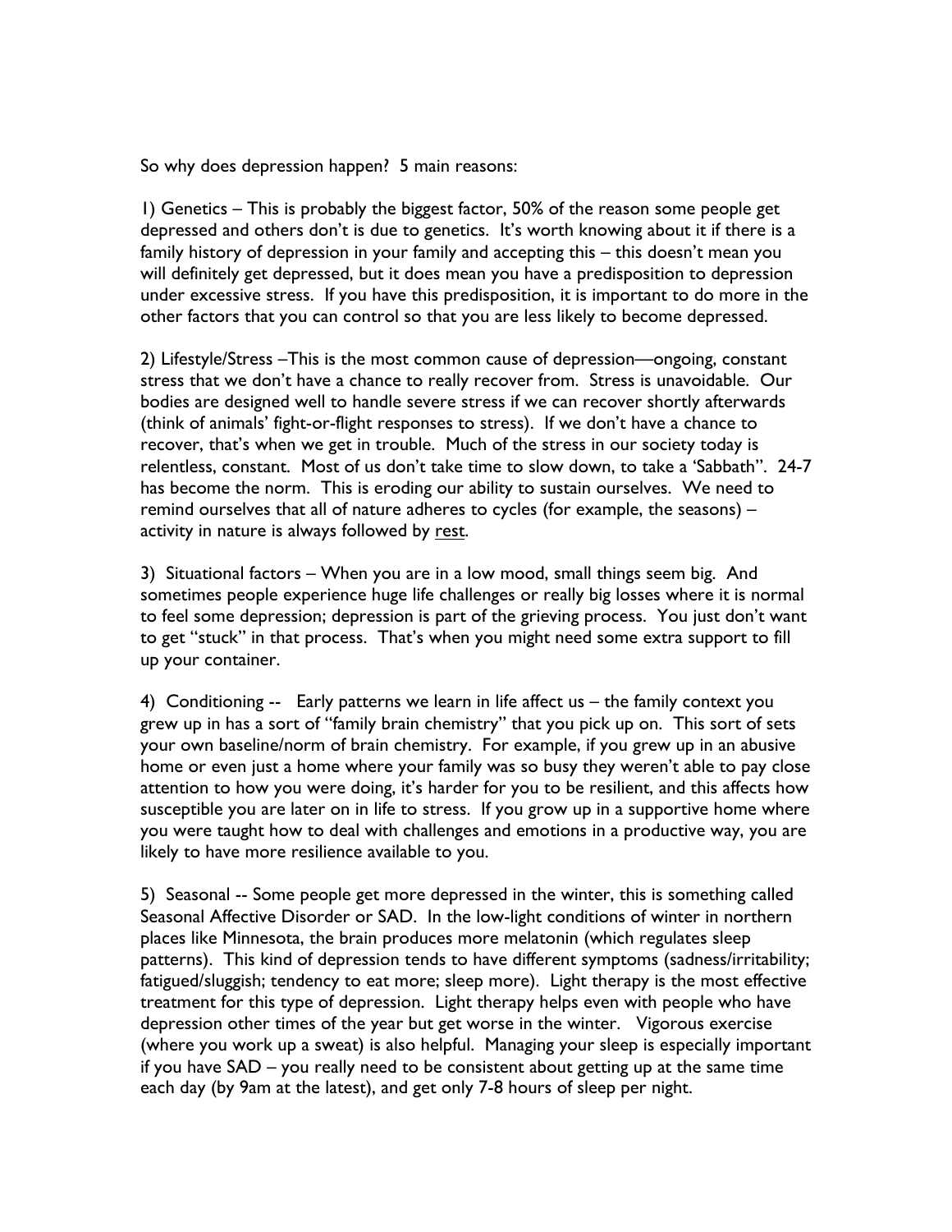So why does depression happen? 5 main reasons:

1) Genetics – This is probably the biggest factor, 50% of the reason some people get depressed and others don't is due to genetics. It's worth knowing about it if there is a family history of depression in your family and accepting this – this doesn't mean you will definitely get depressed, but it does mean you have a predisposition to depression under excessive stress. If you have this predisposition, it is important to do more in the other factors that you can control so that you are less likely to become depressed.

2) Lifestyle/Stress –This is the most common cause of depression—ongoing, constant stress that we don't have a chance to really recover from. Stress is unavoidable. Our bodies are designed well to handle severe stress if we can recover shortly afterwards (think of animals' fight-or-flight responses to stress). If we don't have a chance to recover, that's when we get in trouble. Much of the stress in our society today is relentless, constant. Most of us don't take time to slow down, to take a 'Sabbath". 24-7 has become the norm. This is eroding our ability to sustain ourselves. We need to remind ourselves that all of nature adheres to cycles (for example, the seasons) – activity in nature is always followed by <u>rest</u>.

3) Situational factors – When you are in a low mood, small things seem big. And sometimes people experience huge life challenges or really big losses where it is normal to feel some depression; depression is part of the grieving process. You just don't want to get "stuck" in that process. That's when you might need some extra support to fill up your container.

4) Conditioning -- Early patterns we learn in life affect us – the family context you grew up in has a sort of "family brain chemistry" that you pick up on. This sort of sets your own baseline/norm of brain chemistry. For example, if you grew up in an abusive home or even just a home where your family was so busy they weren't able to pay close attention to how you were doing, it's harder for you to be resilient, and this affects how susceptible you are later on in life to stress. If you grow up in a supportive home where you were taught how to deal with challenges and emotions in a productive way, you are likely to have more resilience available to you.

5) Seasonal -- Some people get more depressed in the winter, this is something called Seasonal Affective Disorder or SAD. In the low-light conditions of winter in northern places like Minnesota, the brain produces more melatonin (which regulates sleep patterns). This kind of depression tends to have different symptoms (sadness/irritability; fatigued/sluggish; tendency to eat more; sleep more). Light therapy is the most effective treatment for this type of depression. Light therapy helps even with people who have depression other times of the year but get worse in the winter. Vigorous exercise (where you work up a sweat) is also helpful. Managing your sleep is especially important if you have SAD – you really need to be consistent about getting up at the same time each day (by 9am at the latest), and get only 7-8 hours of sleep per night.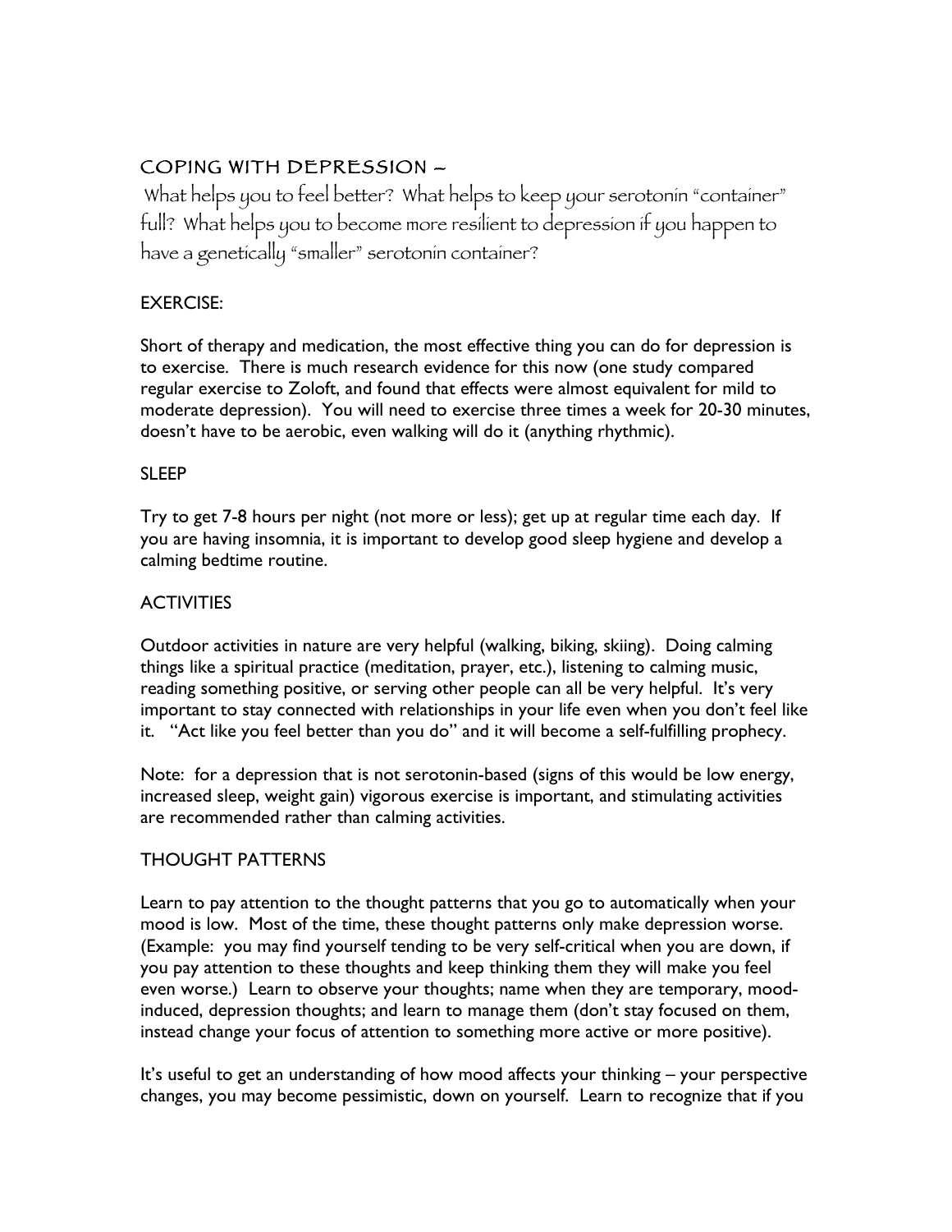## COPING WITH DEPRESSION –

What helps you to feel better? What helps to keep your serotonin "container" full? What helps you to become more resilient to depression if you happen to have a genetically "smaller" serotonin container?

### EXERCISE:

Short of therapy and medication, the most effective thing you can do for depression is to exercise. There is much research evidence for this now (one study compared regular exercise to Zoloft, and found that effects were almost equivalent for mild to moderate depression). You will need to exercise three times a week for 20-30 minutes, doesn't have to be aerobic, even walking will do it (anything rhythmic).

### SLEEP

Try to get 7-8 hours per night (not more or less); get up at regular time each day. If you are having insomnia, it is important to develop good sleep hygiene and develop a calming bedtime routine.

### ACTIVITIES

Outdoor activities in nature are very helpful (walking, biking, skiing). Doing calming things like a spiritual practice (meditation, prayer, etc.), listening to calming music, reading something positive, or serving other people can all be very helpful. It's very important to stay connected with relationships in your life even when you don't feel like it. "Act like you feel better than you do" and it will become a self-fulfilling prophecy.

Note: for a depression that is not serotonin-based (signs of this would be low energy, increased sleep, weight gain) vigorous exercise is important, and stimulating activities are recommended rather than calming activities.

### THOUGHT PATTERNS

Learn to pay attention to the thought patterns that you go to automatically when your mood is low. Most of the time, these thought patterns only make depression worse. (Example: you may find yourself tending to be very self-critical when you are down, if you pay attention to these thoughts and keep thinking them they will make you feel even worse.) Learn to observe your thoughts; name when they are temporary, mood-induced, depression thoughts; and learn to manage them (don't stay focused on them, instead change your focus of attention to something more active or more positive).

It's useful to get an understanding of how mood affects your thinking – your perspective changes, you may become pessimistic, down on yourself. Learn to recognize that if you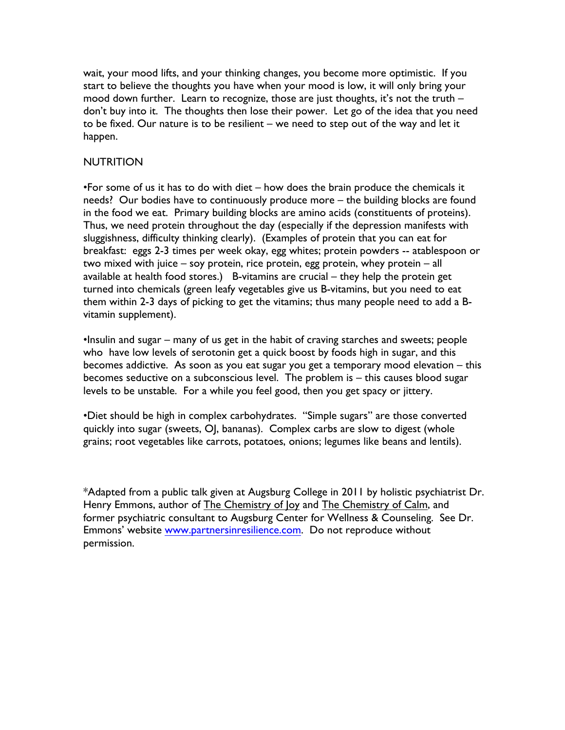wait, your mood lifts, and your thinking changes, you become more optimistic. If you start to believe the thoughts you have when your mood is low, it will only bring your mood down further. Learn to recognize, those are just thoughts, it's not the truth – don't buy into it. The thoughts then lose their power. Let go of the idea that you need to be fixed. Our nature is to be resilient – we need to step out of the way and let it happen.

## NUTRITION

•For some of us it has to do with diet – how does the brain produce the chemicals it needs? Our bodies have to continuously produce more – the building blocks are found in the food we eat. Primary building blocks are amino acids (constituents of proteins). Thus, we need protein throughout the day (especially if the depression manifests with sluggishness, difficulty thinking clearly). (Examples of protein that you can eat for breakfast: eggs 2-3 times per week okay, egg whites; protein powders -- atablespoon or two mixed with juice – soy protein, rice protein, egg protein, whey protein – all available at health food stores.) B-vitamins are crucial – they help the protein get turned into chemicals (green leafy vegetables give us B-vitamins, but you need to eat them within 2-3 days of picking to get the vitamins; thus many people need to add a B-vitamin supplement).

•Insulin and sugar – many of us get in the habit of craving starches and sweets; people who have low levels of serotonin get a quick boost by foods high in sugar, and this becomes addictive. As soon as you eat sugar you get a temporary mood elevation – this becomes seductive on a subconscious level. The problem is – this causes blood sugar levels to be unstable. For a while you feel good, then you get spacy or jittery.

•Diet should be high in complex carbohydrates. "Simple sugars" are those converted quickly into sugar (sweets, OJ, bananas). Complex carbs are slow to digest (whole grains; root vegetables like carrots, potatoes, onions; legumes like beans and lentils).

*Adapted from a public talk given at Augsburg College in 2011 by holistic psychiatrist Dr. Henry Emmons, author of The Chemistry of Joy and The Chemistry of Calm, and former psychiatric consultant to Augsburg Center for Wellness & Counseling. See Dr. Emmons' website www.partnersinresilience.com. Do not reproduce without permission.